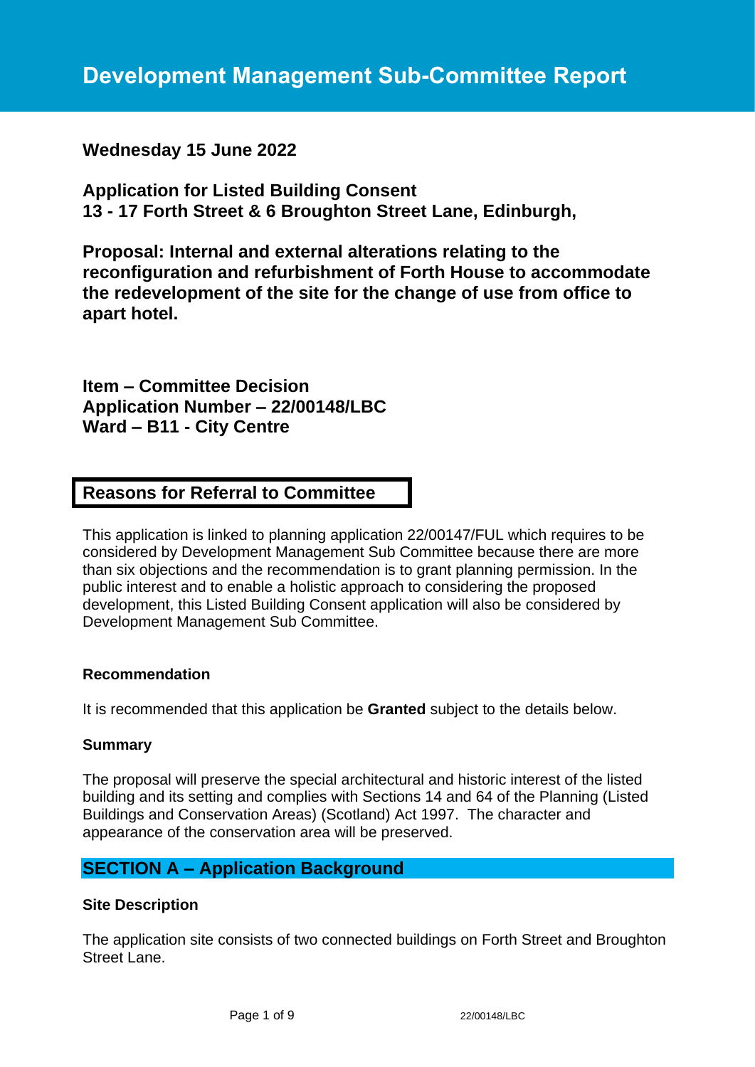# Development Management Sub-Committee Report

**Wednesday 15 June 2022**

**Application for Listed Building Consent**
**13 - 17 Forth Street & 6 Broughton Street Lane, Edinburgh,**

**Proposal: Internal and external alterations relating to the reconfiguration and refurbishment of Forth House to accommodate the redevelopment of the site for the change of use from office to apart hotel.**

**Item – Committee Decision**
**Application Number – 22/00148/LBC**
**Ward – B11 - City Centre**

## Reasons for Referral to Committee

This application is linked to planning application 22/00147/FUL which requires to be considered by Development Management Sub Committee because there are more than six objections and the recommendation is to grant planning permission. In the public interest and to enable a holistic approach to considering the proposed development, this Listed Building Consent application will also be considered by Development Management Sub Committee.

### Recommendation

It is recommended that this application be **Granted** subject to the details below.

### Summary

The proposal will preserve the special architectural and historic interest of the listed building and its setting and complies with Sections 14 and 64 of the Planning (Listed Buildings and Conservation Areas) (Scotland) Act 1997. The character and appearance of the conservation area will be preserved.

## SECTION A – Application Background

### Site Description

The application site consists of two connected buildings on Forth Street and Broughton Street Lane.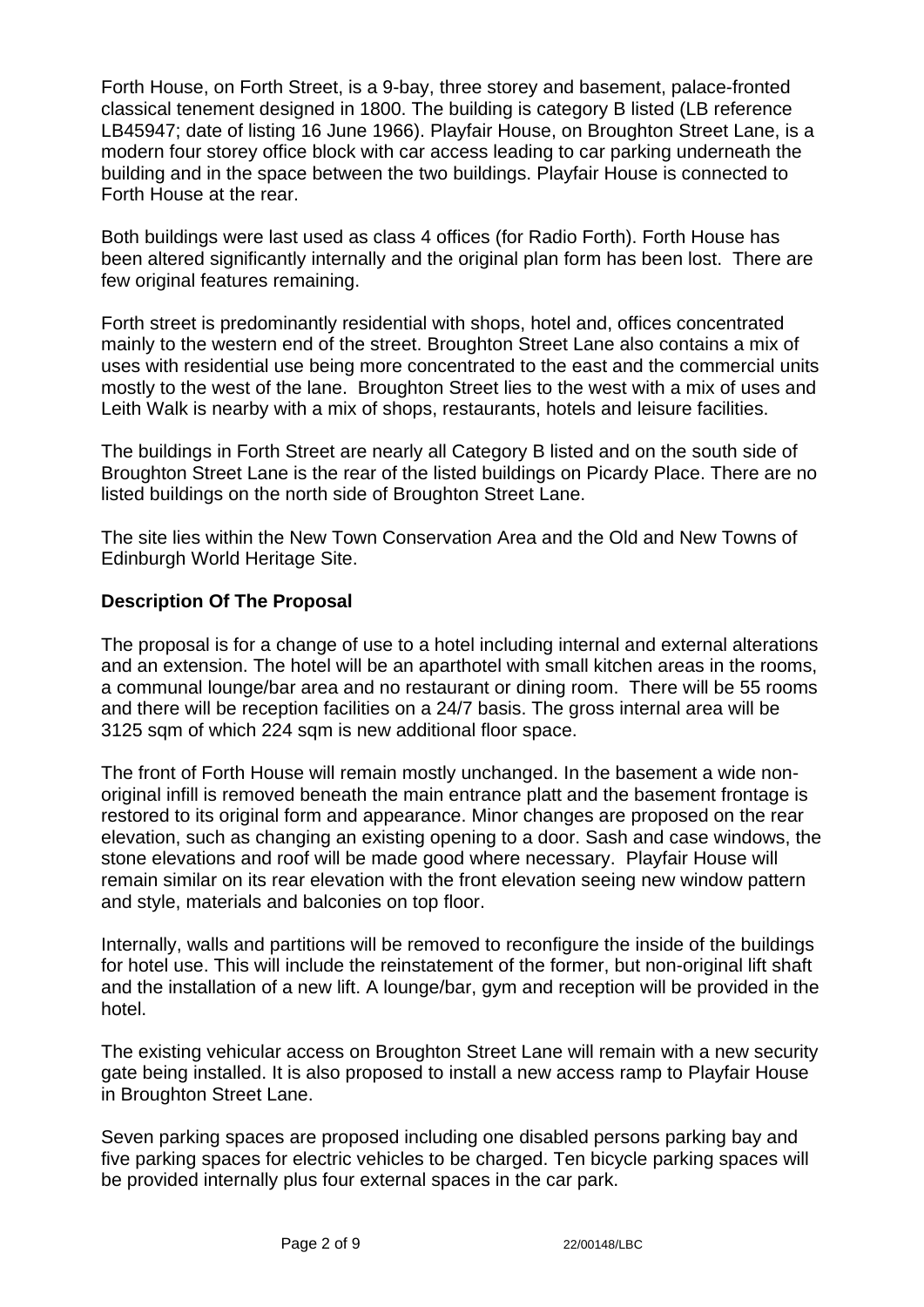Forth House, on Forth Street, is a 9-bay, three storey and basement, palace-fronted classical tenement designed in 1800. The building is category B listed (LB reference LB45947; date of listing 16 June 1966). Playfair House, on Broughton Street Lane, is a modern four storey office block with car access leading to car parking underneath the building and in the space between the two buildings. Playfair House is connected to Forth House at the rear.

Both buildings were last used as class 4 offices (for Radio Forth). Forth House has been altered significantly internally and the original plan form has been lost. There are few original features remaining.

Forth street is predominantly residential with shops, hotel and, offices concentrated mainly to the western end of the street. Broughton Street Lane also contains a mix of uses with residential use being more concentrated to the east and the commercial units mostly to the west of the lane. Broughton Street lies to the west with a mix of uses and Leith Walk is nearby with a mix of shops, restaurants, hotels and leisure facilities.

The buildings in Forth Street are nearly all Category B listed and on the south side of Broughton Street Lane is the rear of the listed buildings on Picardy Place. There are no listed buildings on the north side of Broughton Street Lane.

The site lies within the New Town Conservation Area and the Old and New Towns of Edinburgh World Heritage Site.

**Description Of The Proposal**

The proposal is for a change of use to a hotel including internal and external alterations and an extension. The hotel will be an aparthotel with small kitchen areas in the rooms, a communal lounge/bar area and no restaurant or dining room. There will be 55 rooms and there will be reception facilities on a 24/7 basis. The gross internal area will be 3125 sqm of which 224 sqm is new additional floor space.

The front of Forth House will remain mostly unchanged. In the basement a wide non-original infill is removed beneath the main entrance platt and the basement frontage is restored to its original form and appearance. Minor changes are proposed on the rear elevation, such as changing an existing opening to a door. Sash and case windows, the stone elevations and roof will be made good where necessary. Playfair House will remain similar on its rear elevation with the front elevation seeing new window pattern and style, materials and balconies on top floor.

Internally, walls and partitions will be removed to reconfigure the inside of the buildings for hotel use. This will include the reinstatement of the former, but non-original lift shaft and the installation of a new lift. A lounge/bar, gym and reception will be provided in the hotel.

The existing vehicular access on Broughton Street Lane will remain with a new security gate being installed. It is also proposed to install a new access ramp to Playfair House in Broughton Street Lane.

Seven parking spaces are proposed including one disabled persons parking bay and five parking spaces for electric vehicles to be charged. Ten bicycle parking spaces will be provided internally plus four external spaces in the car park.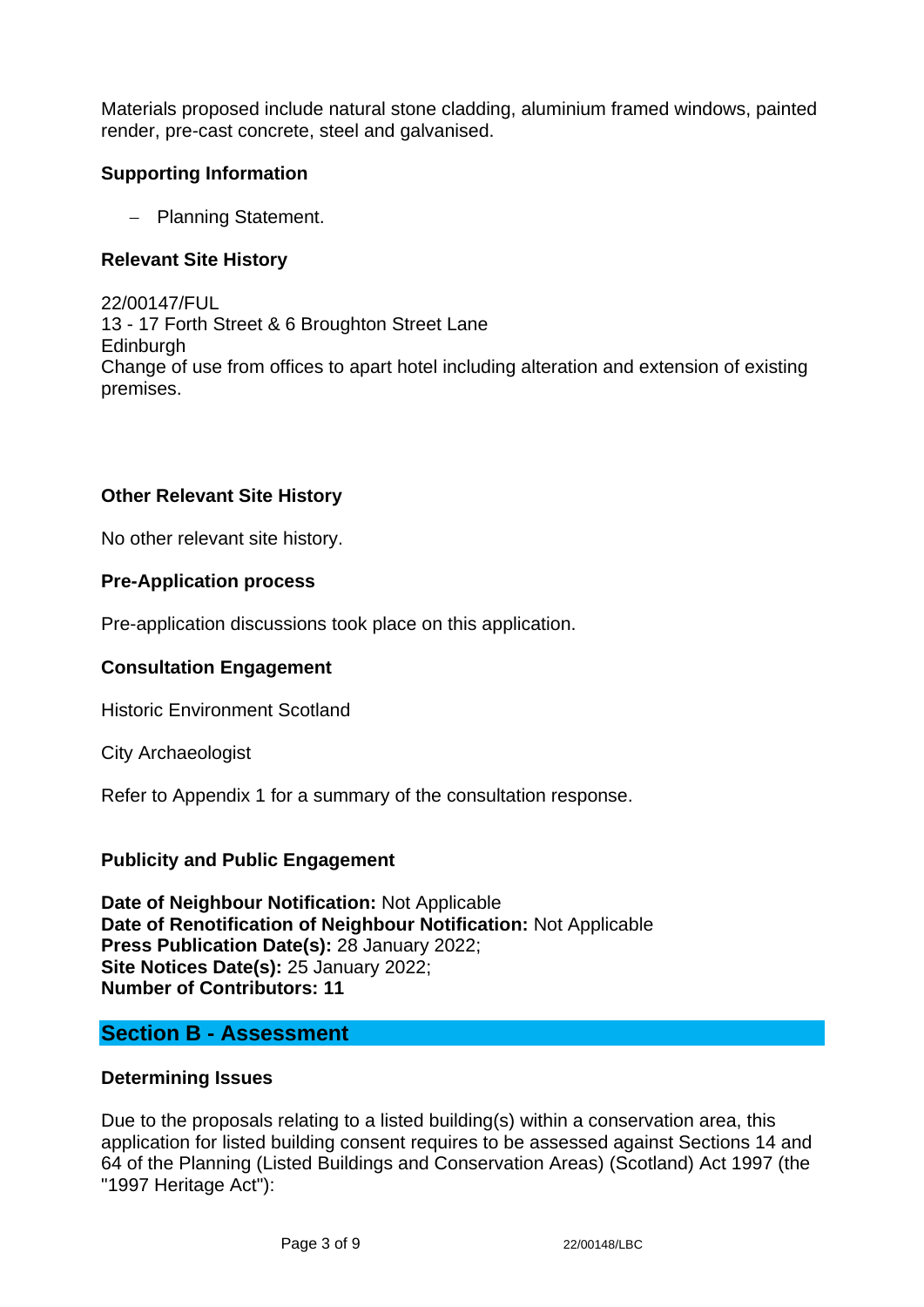Materials proposed include natural stone cladding, aluminium framed windows, painted render, pre-cast concrete, steel and galvanised.

**Supporting Information**

- Planning Statement.

**Relevant Site History**

22/00147/FUL
13 - 17 Forth Street & 6 Broughton Street Lane
Edinburgh
Change of use from offices to apart hotel including alteration and extension of existing premises.

**Other Relevant Site History**

No other relevant site history.

**Pre-Application process**

Pre-application discussions took place on this application.

**Consultation Engagement**

Historic Environment Scotland

City Archaeologist

Refer to Appendix 1 for a summary of the consultation response.

**Publicity and Public Engagement**

**Date of Neighbour Notification:** Not Applicable
**Date of Renotification of Neighbour Notification:** Not Applicable
**Press Publication Date(s):** 28 January 2022;
**Site Notices Date(s):** 25 January 2022;
**Number of Contributors: 11**

## Section B - Assessment

**Determining Issues**

Due to the proposals relating to a listed building(s) within a conservation area, this application for listed building consent requires to be assessed against Sections 14 and 64 of the Planning (Listed Buildings and Conservation Areas) (Scotland) Act 1997 (the "1997 Heritage Act"):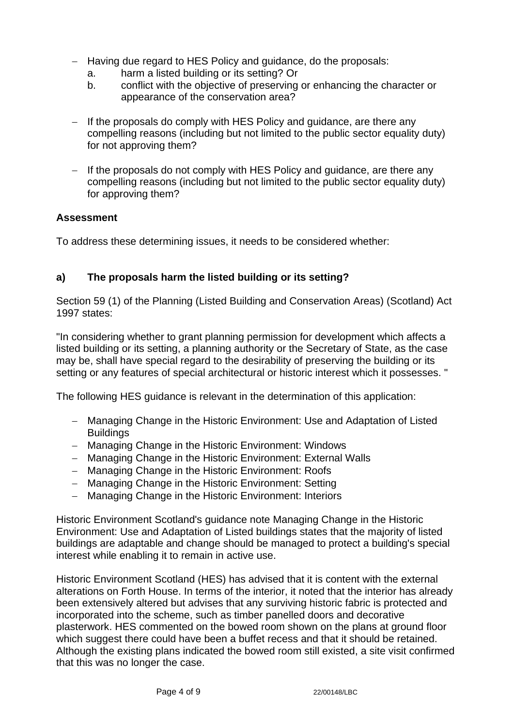- Having due regard to HES Policy and guidance, do the proposals:
  a. harm a listed building or its setting? Or
  b. conflict with the objective of preserving or enhancing the character or appearance of the conservation area?

- If the proposals do comply with HES Policy and guidance, are there any compelling reasons (including but not limited to the public sector equality duty) for not approving them?

- If the proposals do not comply with HES Policy and guidance, are there any compelling reasons (including but not limited to the public sector equality duty) for approving them?

**Assessment**

To address these determining issues, it needs to be considered whether:

### a) The proposals harm the listed building or its setting?

Section 59 (1) of the Planning (Listed Building and Conservation Areas) (Scotland) Act 1997 states:

"In considering whether to grant planning permission for development which affects a listed building or its setting, a planning authority or the Secretary of State, as the case may be, shall have special regard to the desirability of preserving the building or its setting or any features of special architectural or historic interest which it possesses. "

The following HES guidance is relevant in the determination of this application:

- Managing Change in the Historic Environment: Use and Adaptation of Listed Buildings
- Managing Change in the Historic Environment: Windows
- Managing Change in the Historic Environment: External Walls
- Managing Change in the Historic Environment: Roofs
- Managing Change in the Historic Environment: Setting
- Managing Change in the Historic Environment: Interiors

Historic Environment Scotland's guidance note Managing Change in the Historic Environment: Use and Adaptation of Listed buildings states that the majority of listed buildings are adaptable and change should be managed to protect a building's special interest while enabling it to remain in active use.

Historic Environment Scotland (HES) has advised that it is content with the external alterations on Forth House. In terms of the interior, it noted that the interior has already been extensively altered but advises that any surviving historic fabric is protected and incorporated into the scheme, such as timber panelled doors and decorative plasterwork. HES commented on the bowed room shown on the plans at ground floor which suggest there could have been a buffet recess and that it should be retained. Although the existing plans indicated the bowed room still existed, a site visit confirmed that this was no longer the case.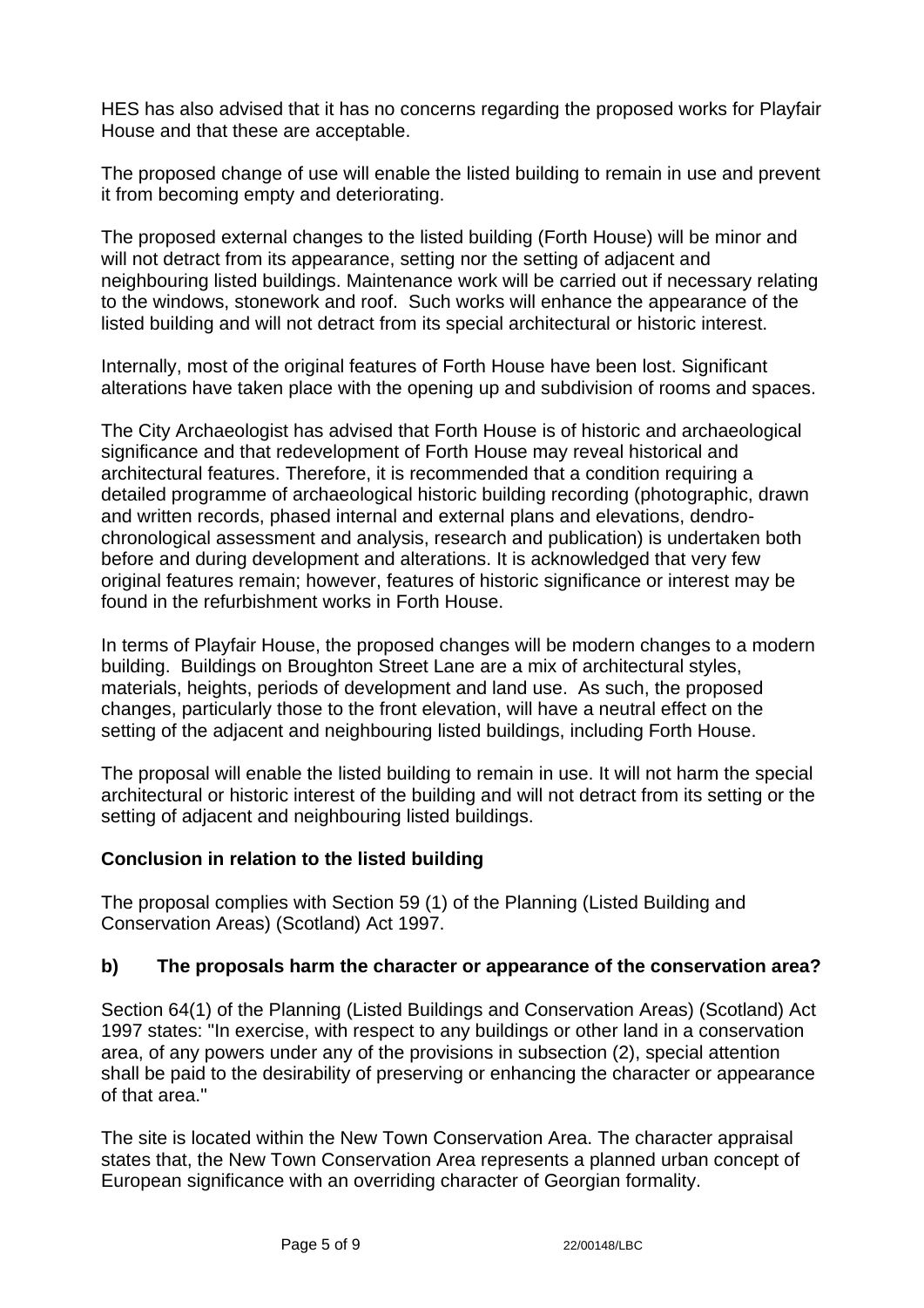HES has also advised that it has no concerns regarding the proposed works for Playfair House and that these are acceptable.

The proposed change of use will enable the listed building to remain in use and prevent it from becoming empty and deteriorating.

The proposed external changes to the listed building (Forth House) will be minor and will not detract from its appearance, setting nor the setting of adjacent and neighbouring listed buildings. Maintenance work will be carried out if necessary relating to the windows, stonework and roof. Such works will enhance the appearance of the listed building and will not detract from its special architectural or historic interest.

Internally, most of the original features of Forth House have been lost. Significant alterations have taken place with the opening up and subdivision of rooms and spaces.

The City Archaeologist has advised that Forth House is of historic and archaeological significance and that redevelopment of Forth House may reveal historical and architectural features. Therefore, it is recommended that a condition requiring a detailed programme of archaeological historic building recording (photographic, drawn and written records, phased internal and external plans and elevations, dendro-chronological assessment and analysis, research and publication) is undertaken both before and during development and alterations. It is acknowledged that very few original features remain; however, features of historic significance or interest may be found in the refurbishment works in Forth House.

In terms of Playfair House, the proposed changes will be modern changes to a modern building. Buildings on Broughton Street Lane are a mix of architectural styles, materials, heights, periods of development and land use. As such, the proposed changes, particularly those to the front elevation, will have a neutral effect on the setting of the adjacent and neighbouring listed buildings, including Forth House.

The proposal will enable the listed building to remain in use. It will not harm the special architectural or historic interest of the building and will not detract from its setting or the setting of adjacent and neighbouring listed buildings.

**Conclusion in relation to the listed building**

The proposal complies with Section 59 (1) of the Planning (Listed Building and Conservation Areas) (Scotland) Act 1997.

**b) The proposals harm the character or appearance of the conservation area?**

Section 64(1) of the Planning (Listed Buildings and Conservation Areas) (Scotland) Act 1997 states: "In exercise, with respect to any buildings or other land in a conservation area, of any powers under any of the provisions in subsection (2), special attention shall be paid to the desirability of preserving or enhancing the character or appearance of that area."

The site is located within the New Town Conservation Area. The character appraisal states that, the New Town Conservation Area represents a planned urban concept of European significance with an overriding character of Georgian formality.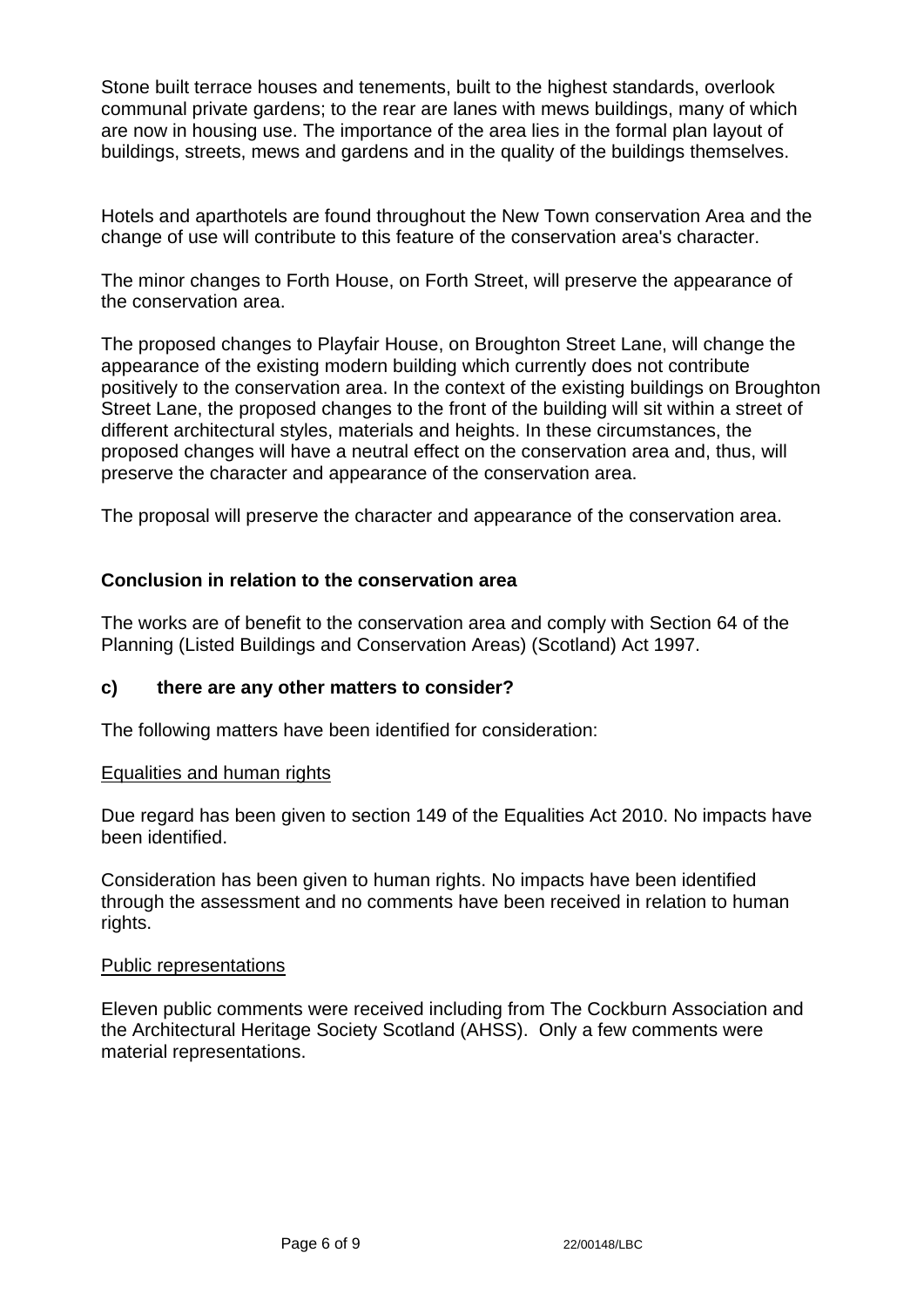Stone built terrace houses and tenements, built to the highest standards, overlook communal private gardens; to the rear are lanes with mews buildings, many of which are now in housing use. The importance of the area lies in the formal plan layout of buildings, streets, mews and gardens and in the quality of the buildings themselves.

Hotels and aparthotels are found throughout the New Town conservation Area and the change of use will contribute to this feature of the conservation area's character.

The minor changes to Forth House, on Forth Street, will preserve the appearance of the conservation area.

The proposed changes to Playfair House, on Broughton Street Lane, will change the appearance of the existing modern building which currently does not contribute positively to the conservation area. In the context of the existing buildings on Broughton Street Lane, the proposed changes to the front of the building will sit within a street of different architectural styles, materials and heights. In these circumstances, the proposed changes will have a neutral effect on the conservation area and, thus, will preserve the character and appearance of the conservation area.

The proposal will preserve the character and appearance of the conservation area.

**Conclusion in relation to the conservation area**

The works are of benefit to the conservation area and comply with Section 64 of the Planning (Listed Buildings and Conservation Areas) (Scotland) Act 1997.

**c) there are any other matters to consider?**

The following matters have been identified for consideration:

<u>Equalities and human rights</u>

Due regard has been given to section 149 of the Equalities Act 2010. No impacts have been identified.

Consideration has been given to human rights. No impacts have been identified through the assessment and no comments have been received in relation to human rights.

<u>Public representations</u>

Eleven public comments were received including from The Cockburn Association and the Architectural Heritage Society Scotland (AHSS). Only a few comments were material representations.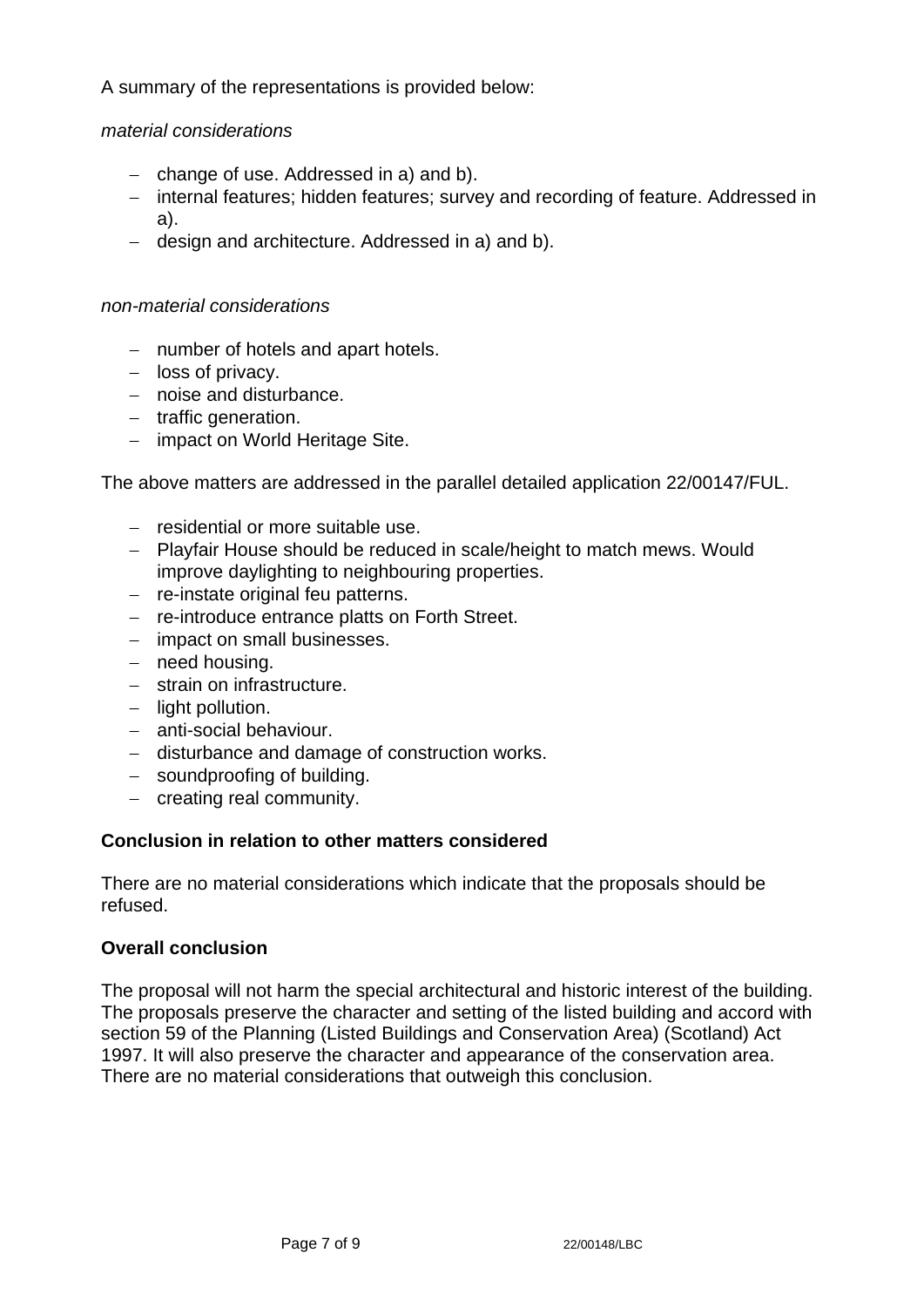A summary of the representations is provided below:

*material considerations*

- change of use. Addressed in a) and b).
- internal features; hidden features; survey and recording of feature. Addressed in a).
- design and architecture. Addressed in a) and b).

*non-material considerations*

- number of hotels and apart hotels.
- loss of privacy.
- noise and disturbance.
- traffic generation.
- impact on World Heritage Site.

The above matters are addressed in the parallel detailed application 22/00147/FUL.

- residential or more suitable use.
- Playfair House should be reduced in scale/height to match mews. Would improve daylighting to neighbouring properties.
- re-instate original feu patterns.
- re-introduce entrance platts on Forth Street.
- impact on small businesses.
- need housing.
- strain on infrastructure.
- light pollution.
- anti-social behaviour.
- disturbance and damage of construction works.
- soundproofing of building.
- creating real community.

**Conclusion in relation to other matters considered**

There are no material considerations which indicate that the proposals should be refused.

**Overall conclusion**

The proposal will not harm the special architectural and historic interest of the building. The proposals preserve the character and setting of the listed building and accord with section 59 of the Planning (Listed Buildings and Conservation Area) (Scotland) Act 1997. It will also preserve the character and appearance of the conservation area. There are no material considerations that outweigh this conclusion.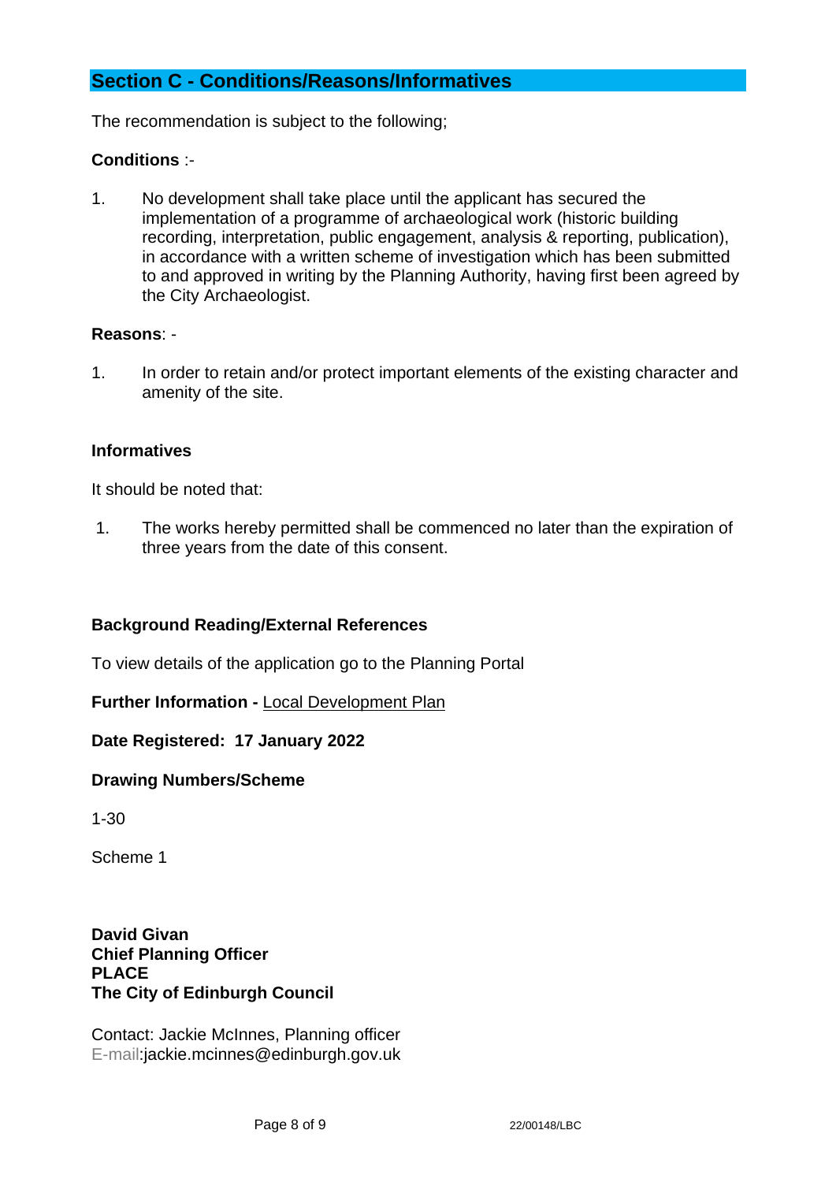## Section C - Conditions/Reasons/Informatives

The recommendation is subject to the following;

**Conditions** :-

1. No development shall take place until the applicant has secured the implementation of a programme of archaeological work (historic building recording, interpretation, public engagement, analysis & reporting, publication), in accordance with a written scheme of investigation which has been submitted to and approved in writing by the Planning Authority, having first been agreed by the City Archaeologist.

**Reasons**: -

1. In order to retain and/or protect important elements of the existing character and amenity of the site.

**Informatives**

It should be noted that:

1. The works hereby permitted shall be commenced no later than the expiration of three years from the date of this consent.

**Background Reading/External References**

To view details of the application go to the Planning Portal

**Further Information -** Local Development Plan

**Date Registered: 17 January 2022**

**Drawing Numbers/Scheme**

1-30

Scheme 1

**David Givan**
**Chief Planning Officer**
**PLACE**
**The City of Edinburgh Council**

Contact: Jackie McInnes, Planning officer
E-mail:jackie.mcinnes@edinburgh.gov.uk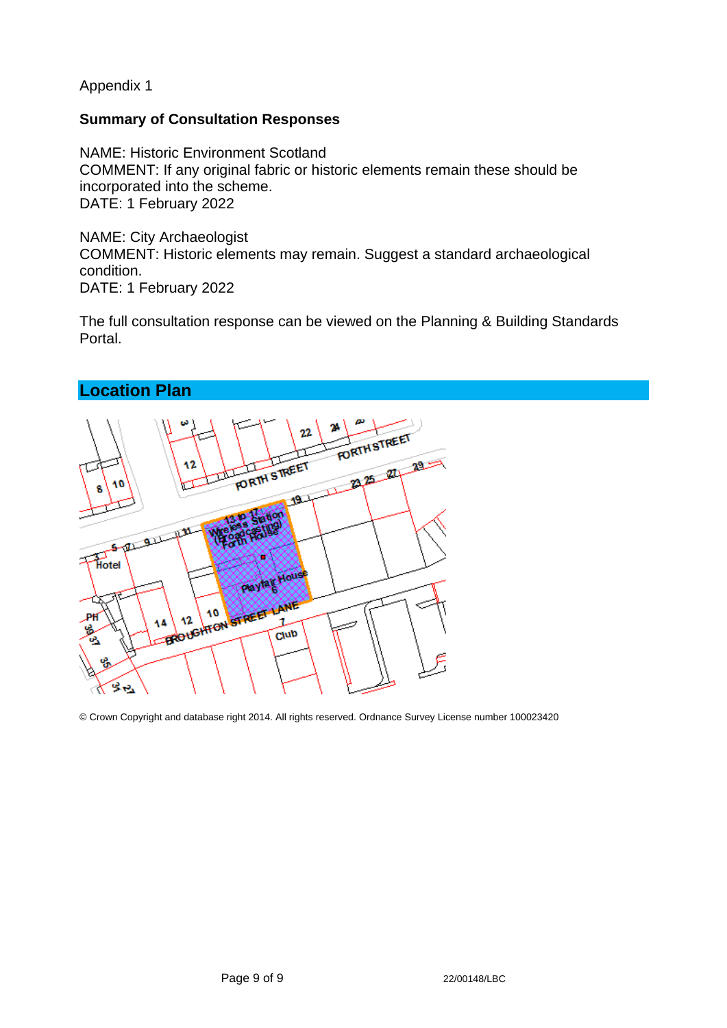Appendix 1

**Summary of Consultation Responses**

NAME: Historic Environment Scotland
COMMENT: If any original fabric or historic elements remain these should be incorporated into the scheme.
DATE: 1 February 2022

NAME: City Archaeologist
COMMENT: Historic elements may remain. Suggest a standard archaeological condition.
DATE: 1 February 2022

The full consultation response can be viewed on the Planning & Building Standards Portal.

## Location Plan

© Crown Copyright and database right 2014. All rights reserved. Ordnance Survey License number 100023420